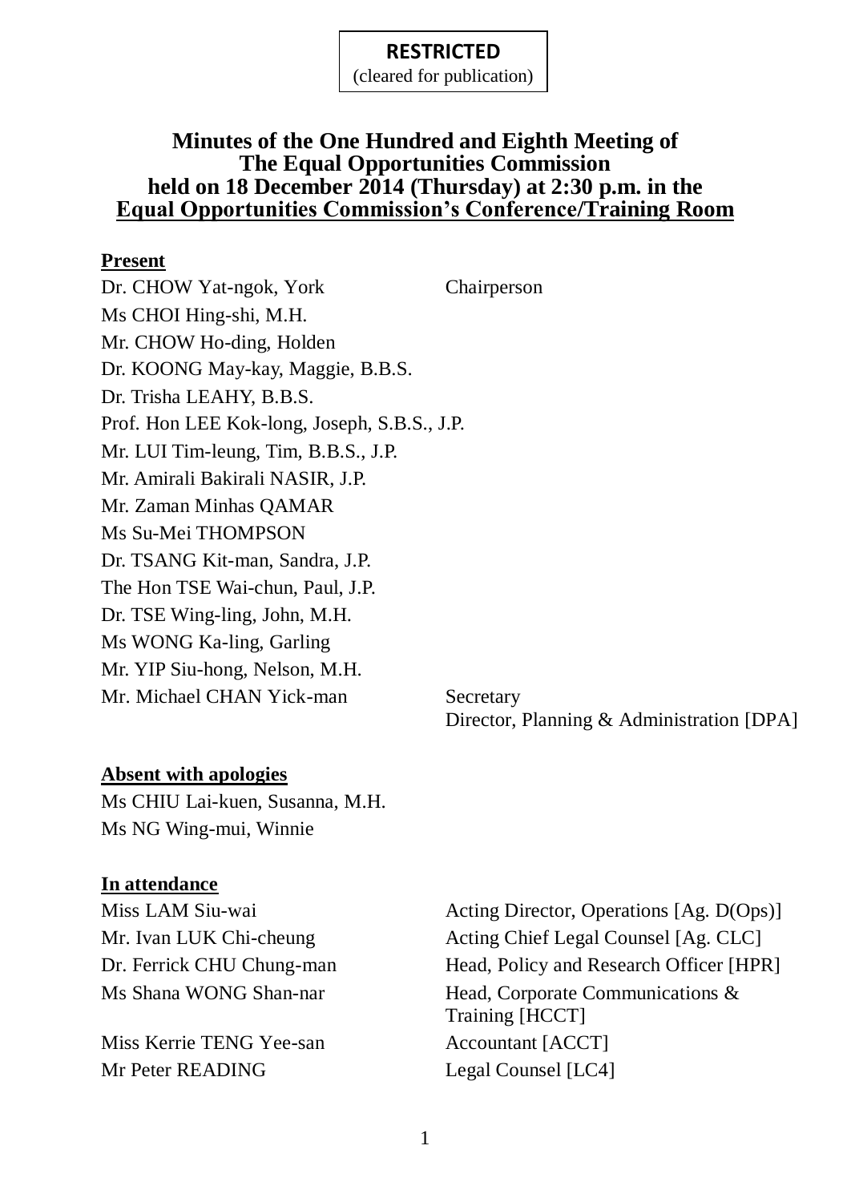**RESTRICTED**
(cleared for publication)

# Minutes of the One Hundred and Eighth Meeting of The Equal Opportunities Commission held on 18 December 2014 (Thursday) at 2:30 p.m. in the Equal Opportunities Commission's Conference/Training Room

## Present

| | |
|---|---|
| Dr. CHOW Yat-ngok, York | Chairperson |
| Ms CHOI Hing-shi, M.H. | |
| Mr. CHOW Ho-ding, Holden | |
| Dr. KOONG May-kay, Maggie, B.B.S. | |
| Dr. Trisha LEAHY, B.B.S. | |
| Prof. Hon LEE Kok-long, Joseph, S.B.S., J.P. | |
| Mr. LUI Tim-leung, Tim, B.B.S., J.P. | |
| Mr. Amirali Bakirali NASIR, J.P. | |
| Mr. Zaman Minhas QAMAR | |
| Ms Su-Mei THOMPSON | |
| Dr. TSANG Kit-man, Sandra, J.P. | |
| The Hon TSE Wai-chun, Paul, J.P. | |
| Dr. TSE Wing-ling, John, M.H. | |
| Ms WONG Ka-ling, Garling | |
| Mr. YIP Siu-hong, Nelson, M.H. | |
| Mr. Michael CHAN Yick-man | Secretary<br>Director, Planning & Administration [DPA] |

## Absent with apologies

Ms CHIU Lai-kuen, Susanna, M.H.
Ms NG Wing-mui, Winnie

## In attendance

| | |
|---|---|
| Miss LAM Siu-wai | Acting Director, Operations [Ag. D(Ops)] |
| Mr. Ivan LUK Chi-cheung | Acting Chief Legal Counsel [Ag. CLC] |
| Dr. Ferrick CHU Chung-man | Head, Policy and Research Officer [HPR] |
| Ms Shana WONG Shan-nar | Head, Corporate Communications & Training [HCCT] |
| Miss Kerrie TENG Yee-san | Accountant [ACCT] |
| Mr Peter READING | Legal Counsel [LC4] |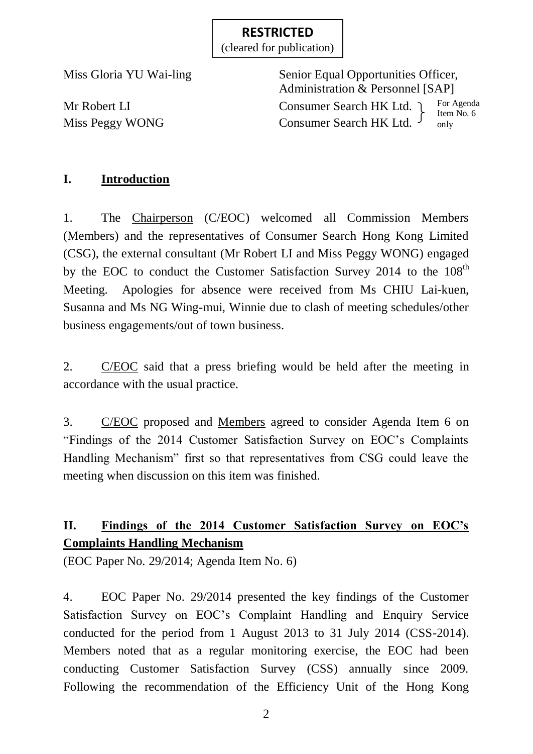**RESTRICTED**
(cleared for publication)

| | |
|---|---|
| Miss Gloria YU Wai-ling | Senior Equal Opportunities Officer, Administration & Personnel [SAP] |
| Mr Robert LI | Consumer Search HK Ltd. } For Agenda Item No. 6 only |
| Miss Peggy WONG | Consumer Search HK Ltd. |

## I. Introduction

1. The Chairperson (C/EOC) welcomed all Commission Members (Members) and the representatives of Consumer Search Hong Kong Limited (CSG), the external consultant (Mr Robert LI and Miss Peggy WONG) engaged by the EOC to conduct the Customer Satisfaction Survey 2014 to the 108th Meeting. Apologies for absence were received from Ms CHIU Lai-kuen, Susanna and Ms NG Wing-mui, Winnie due to clash of meeting schedules/other business engagements/out of town business.

2. C/EOC said that a press briefing would be held after the meeting in accordance with the usual practice.

3. C/EOC proposed and Members agreed to consider Agenda Item 6 on "Findings of the 2014 Customer Satisfaction Survey on EOC's Complaints Handling Mechanism" first so that representatives from CSG could leave the meeting when discussion on this item was finished.

## II. Findings of the 2014 Customer Satisfaction Survey on EOC's Complaints Handling Mechanism

(EOC Paper No. 29/2014; Agenda Item No. 6)

4. EOC Paper No. 29/2014 presented the key findings of the Customer Satisfaction Survey on EOC's Complaint Handling and Enquiry Service conducted for the period from 1 August 2013 to 31 July 2014 (CSS-2014). Members noted that as a regular monitoring exercise, the EOC had been conducting Customer Satisfaction Survey (CSS) annually since 2009. Following the recommendation of the Efficiency Unit of the Hong Kong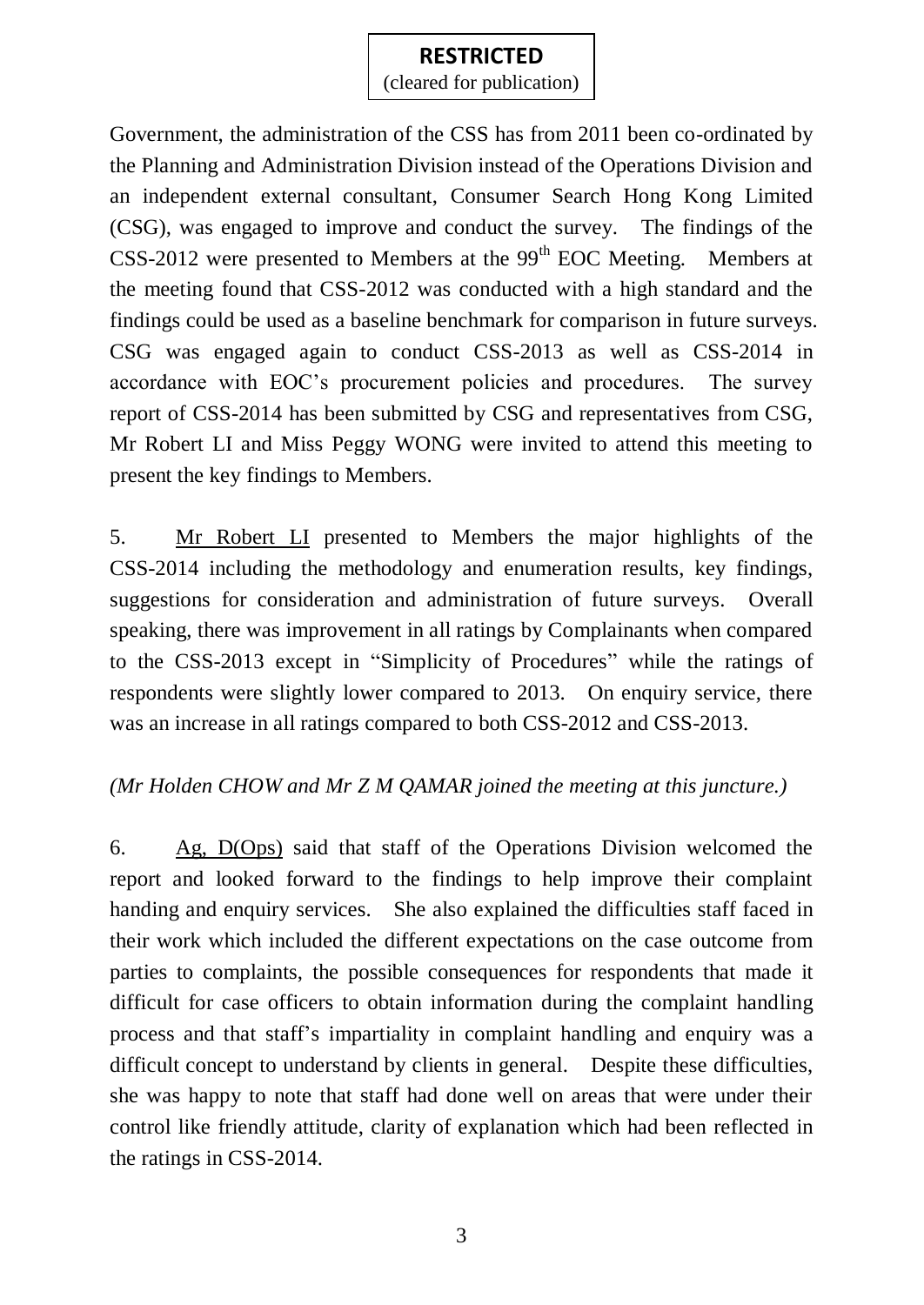Government, the administration of the CSS has from 2011 been co-ordinated by the Planning and Administration Division instead of the Operations Division and an independent external consultant, Consumer Search Hong Kong Limited (CSG), was engaged to improve and conduct the survey. The findings of the CSS-2012 were presented to Members at the 99th EOC Meeting. Members at the meeting found that CSS-2012 was conducted with a high standard and the findings could be used as a baseline benchmark for comparison in future surveys. CSG was engaged again to conduct CSS-2013 as well as CSS-2014 in accordance with EOC's procurement policies and procedures. The survey report of CSS-2014 has been submitted by CSG and representatives from CSG, Mr Robert LI and Miss Peggy WONG were invited to attend this meeting to present the key findings to Members.

5. Mr Robert LI presented to Members the major highlights of the CSS-2014 including the methodology and enumeration results, key findings, suggestions for consideration and administration of future surveys. Overall speaking, there was improvement in all ratings by Complainants when compared to the CSS-2013 except in "Simplicity of Procedures" while the ratings of respondents were slightly lower compared to 2013. On enquiry service, there was an increase in all ratings compared to both CSS-2012 and CSS-2013.

*(Mr Holden CHOW and Mr Z M QAMAR joined the meeting at this juncture.)*

6. Ag, D(Ops) said that staff of the Operations Division welcomed the report and looked forward to the findings to help improve their complaint handing and enquiry services. She also explained the difficulties staff faced in their work which included the different expectations on the case outcome from parties to complaints, the possible consequences for respondents that made it difficult for case officers to obtain information during the complaint handling process and that staff's impartiality in complaint handling and enquiry was a difficult concept to understand by clients in general. Despite these difficulties, she was happy to note that staff had done well on areas that were under their control like friendly attitude, clarity of explanation which had been reflected in the ratings in CSS-2014.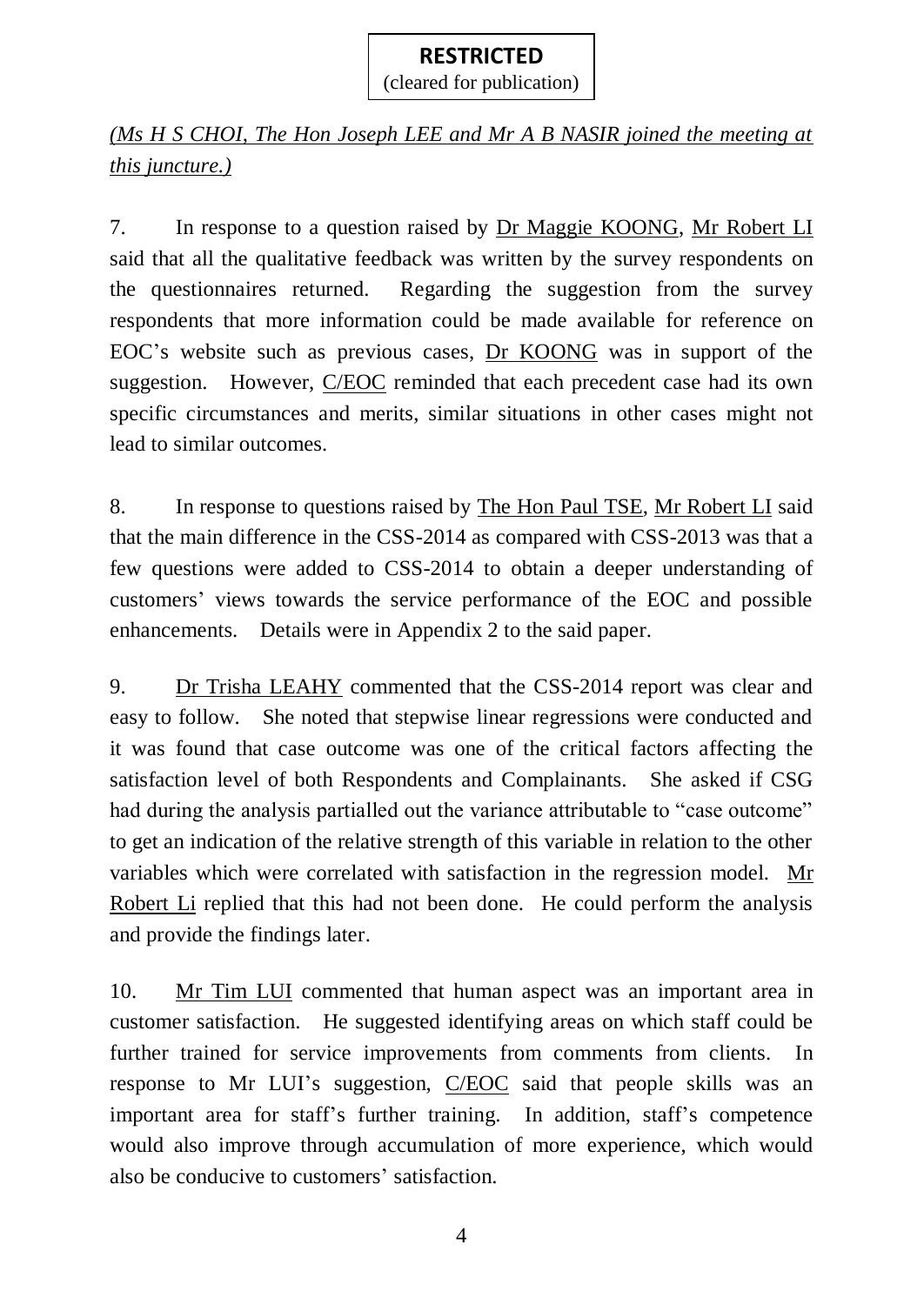**RESTRICTED**
(cleared for publication)

*(Ms H S CHOI, The Hon Joseph LEE and Mr A B NASIR joined the meeting at this juncture.)*

7. In response to a question raised by Dr Maggie KOONG, Mr Robert LI said that all the qualitative feedback was written by the survey respondents on the questionnaires returned. Regarding the suggestion from the survey respondents that more information could be made available for reference on EOC's website such as previous cases, Dr KOONG was in support of the suggestion. However, C/EOC reminded that each precedent case had its own specific circumstances and merits, similar situations in other cases might not lead to similar outcomes.

8. In response to questions raised by The Hon Paul TSE, Mr Robert LI said that the main difference in the CSS-2014 as compared with CSS-2013 was that a few questions were added to CSS-2014 to obtain a deeper understanding of customers' views towards the service performance of the EOC and possible enhancements. Details were in Appendix 2 to the said paper.

9. Dr Trisha LEAHY commented that the CSS-2014 report was clear and easy to follow. She noted that stepwise linear regressions were conducted and it was found that case outcome was one of the critical factors affecting the satisfaction level of both Respondents and Complainants. She asked if CSG had during the analysis partialled out the variance attributable to "case outcome" to get an indication of the relative strength of this variable in relation to the other variables which were correlated with satisfaction in the regression model. Mr Robert Li replied that this had not been done. He could perform the analysis and provide the findings later.

10. Mr Tim LUI commented that human aspect was an important area in customer satisfaction. He suggested identifying areas on which staff could be further trained for service improvements from comments from clients. In response to Mr LUI's suggestion, C/EOC said that people skills was an important area for staff's further training. In addition, staff's competence would also improve through accumulation of more experience, which would also be conducive to customers' satisfaction.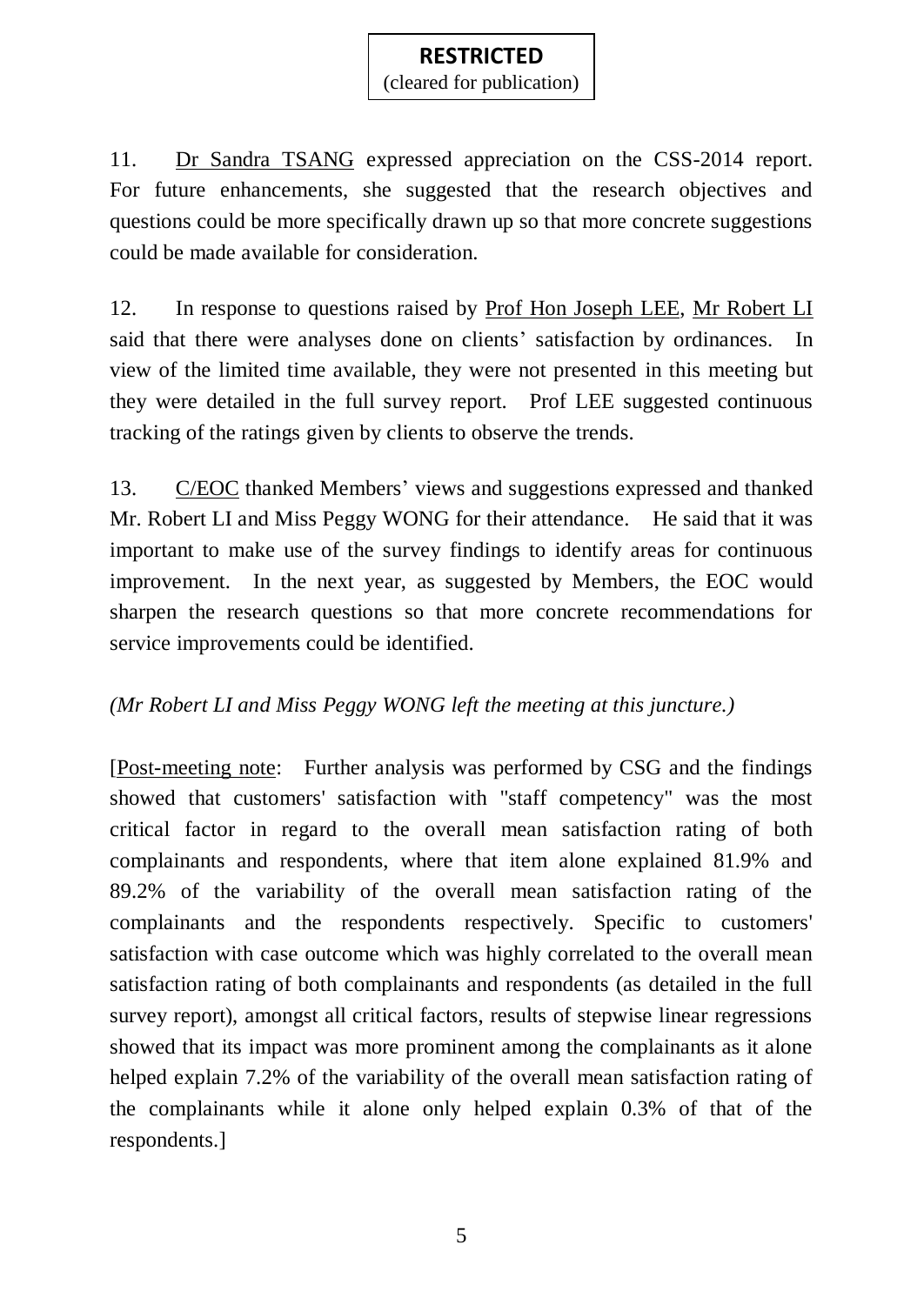**RESTRICTED**
(cleared for publication)

11. Dr Sandra TSANG expressed appreciation on the CSS-2014 report. For future enhancements, she suggested that the research objectives and questions could be more specifically drawn up so that more concrete suggestions could be made available for consideration.

12. In response to questions raised by Prof Hon Joseph LEE, Mr Robert LI said that there were analyses done on clients' satisfaction by ordinances. In view of the limited time available, they were not presented in this meeting but they were detailed in the full survey report. Prof LEE suggested continuous tracking of the ratings given by clients to observe the trends.

13. C/EOC thanked Members' views and suggestions expressed and thanked Mr. Robert LI and Miss Peggy WONG for their attendance. He said that it was important to make use of the survey findings to identify areas for continuous improvement. In the next year, as suggested by Members, the EOC would sharpen the research questions so that more concrete recommendations for service improvements could be identified.

*(Mr Robert LI and Miss Peggy WONG left the meeting at this juncture.)*

[Post-meeting note: Further analysis was performed by CSG and the findings showed that customers' satisfaction with "staff competency" was the most critical factor in regard to the overall mean satisfaction rating of both complainants and respondents, where that item alone explained 81.9% and 89.2% of the variability of the overall mean satisfaction rating of the complainants and the respondents respectively. Specific to customers' satisfaction with case outcome which was highly correlated to the overall mean satisfaction rating of both complainants and respondents (as detailed in the full survey report), amongst all critical factors, results of stepwise linear regressions showed that its impact was more prominent among the complainants as it alone helped explain 7.2% of the variability of the overall mean satisfaction rating of the complainants while it alone only helped explain 0.3% of that of the respondents.]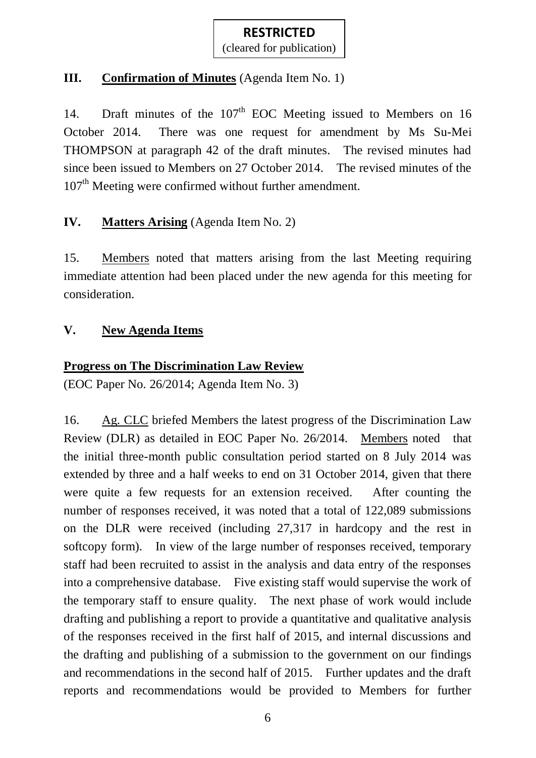**RESTRICTED**
(cleared for publication)

## III. <u>Confirmation of Minutes</u> (Agenda Item No. 1)

14. Draft minutes of the 107th EOC Meeting issued to Members on 16 October 2014. There was one request for amendment by Ms Su-Mei THOMPSON at paragraph 42 of the draft minutes. The revised minutes had since been issued to Members on 27 October 2014. The revised minutes of the 107th Meeting were confirmed without further amendment.

## IV. <u>Matters Arising</u> (Agenda Item No. 2)

15. <u>Members</u> noted that matters arising from the last Meeting requiring immediate attention had been placed under the new agenda for this meeting for consideration.

## V. <u>New Agenda Items</u>

### <u>Progress on The Discrimination Law Review</u>

(EOC Paper No. 26/2014; Agenda Item No. 3)

16. <u>Ag. CLC</u> briefed Members the latest progress of the Discrimination Law Review (DLR) as detailed in EOC Paper No. 26/2014. <u>Members</u> noted that the initial three-month public consultation period started on 8 July 2014 was extended by three and a half weeks to end on 31 October 2014, given that there were quite a few requests for an extension received. After counting the number of responses received, it was noted that a total of 122,089 submissions on the DLR were received (including 27,317 in hardcopy and the rest in softcopy form). In view of the large number of responses received, temporary staff had been recruited to assist in the analysis and data entry of the responses into a comprehensive database. Five existing staff would supervise the work of the temporary staff to ensure quality. The next phase of work would include drafting and publishing a report to provide a quantitative and qualitative analysis of the responses received in the first half of 2015, and internal discussions and the drafting and publishing of a submission to the government on our findings and recommendations in the second half of 2015. Further updates and the draft reports and recommendations would be provided to Members for further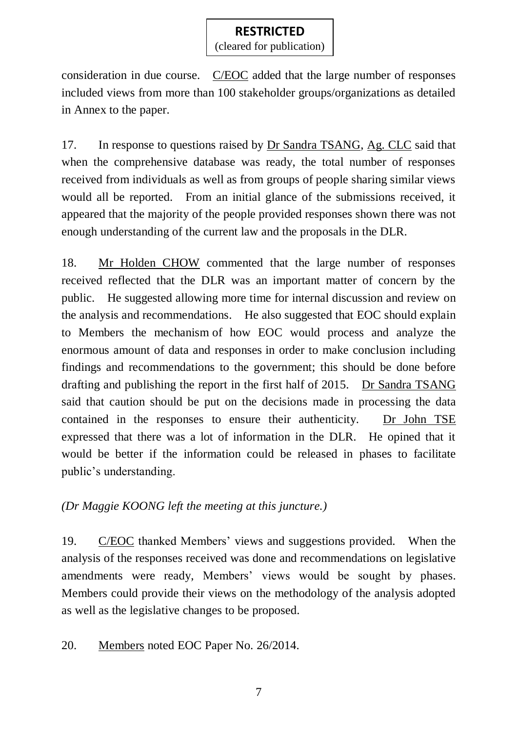consideration in due course. C/EOC added that the large number of responses included views from more than 100 stakeholder groups/organizations as detailed in Annex to the paper.

17. In response to questions raised by Dr Sandra TSANG, Ag. CLC said that when the comprehensive database was ready, the total number of responses received from individuals as well as from groups of people sharing similar views would all be reported. From an initial glance of the submissions received, it appeared that the majority of the people provided responses shown there was not enough understanding of the current law and the proposals in the DLR.

18. Mr Holden CHOW commented that the large number of responses received reflected that the DLR was an important matter of concern by the public. He suggested allowing more time for internal discussion and review on the analysis and recommendations. He also suggested that EOC should explain to Members the mechanism of how EOC would process and analyze the enormous amount of data and responses in order to make conclusion including findings and recommendations to the government; this should be done before drafting and publishing the report in the first half of 2015. Dr Sandra TSANG said that caution should be put on the decisions made in processing the data contained in the responses to ensure their authenticity. Dr John TSE expressed that there was a lot of information in the DLR. He opined that it would be better if the information could be released in phases to facilitate public's understanding.

*(Dr Maggie KOONG left the meeting at this juncture.)*

19. C/EOC thanked Members' views and suggestions provided. When the analysis of the responses received was done and recommendations on legislative amendments were ready, Members' views would be sought by phases. Members could provide their views on the methodology of the analysis adopted as well as the legislative changes to be proposed.

20. Members noted EOC Paper No. 26/2014.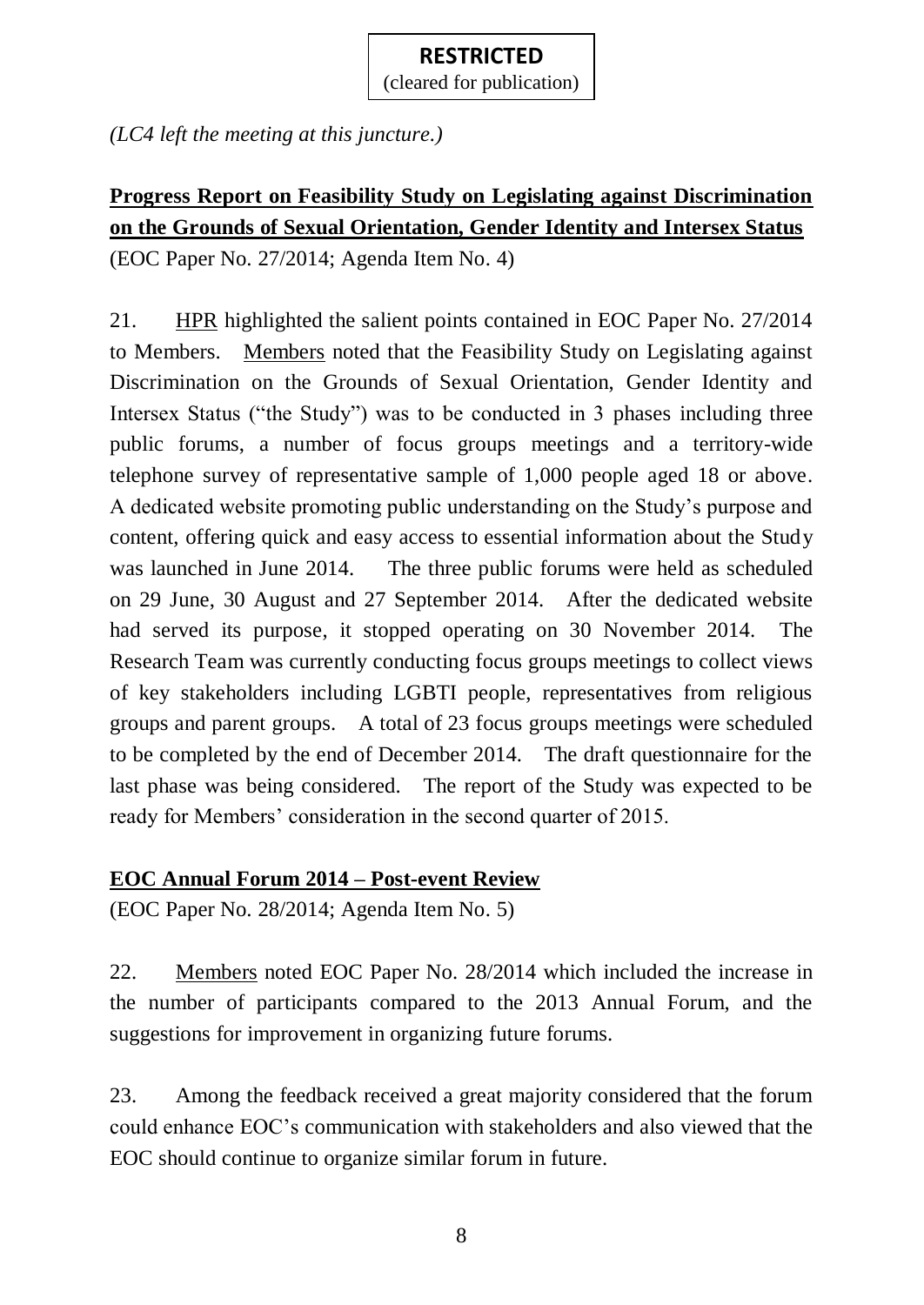**RESTRICTED**
(cleared for publication)

*(LC4 left the meeting at this juncture.)*

**Progress Report on Feasibility Study on Legislating against Discrimination on the Grounds of Sexual Orientation, Gender Identity and Intersex Status**

(EOC Paper No. 27/2014; Agenda Item No. 4)

21. HPR highlighted the salient points contained in EOC Paper No. 27/2014 to Members. Members noted that the Feasibility Study on Legislating against Discrimination on the Grounds of Sexual Orientation, Gender Identity and Intersex Status ("the Study") was to be conducted in 3 phases including three public forums, a number of focus groups meetings and a territory-wide telephone survey of representative sample of 1,000 people aged 18 or above. A dedicated website promoting public understanding on the Study's purpose and content, offering quick and easy access to essential information about the Study was launched in June 2014. The three public forums were held as scheduled on 29 June, 30 August and 27 September 2014. After the dedicated website had served its purpose, it stopped operating on 30 November 2014. The Research Team was currently conducting focus groups meetings to collect views of key stakeholders including LGBTI people, representatives from religious groups and parent groups. A total of 23 focus groups meetings were scheduled to be completed by the end of December 2014. The draft questionnaire for the last phase was being considered. The report of the Study was expected to be ready for Members' consideration in the second quarter of 2015.

**EOC Annual Forum 2014 – Post-event Review**

(EOC Paper No. 28/2014; Agenda Item No. 5)

22. Members noted EOC Paper No. 28/2014 which included the increase in the number of participants compared to the 2013 Annual Forum, and the suggestions for improvement in organizing future forums.

23. Among the feedback received a great majority considered that the forum could enhance EOC's communication with stakeholders and also viewed that the EOC should continue to organize similar forum in future.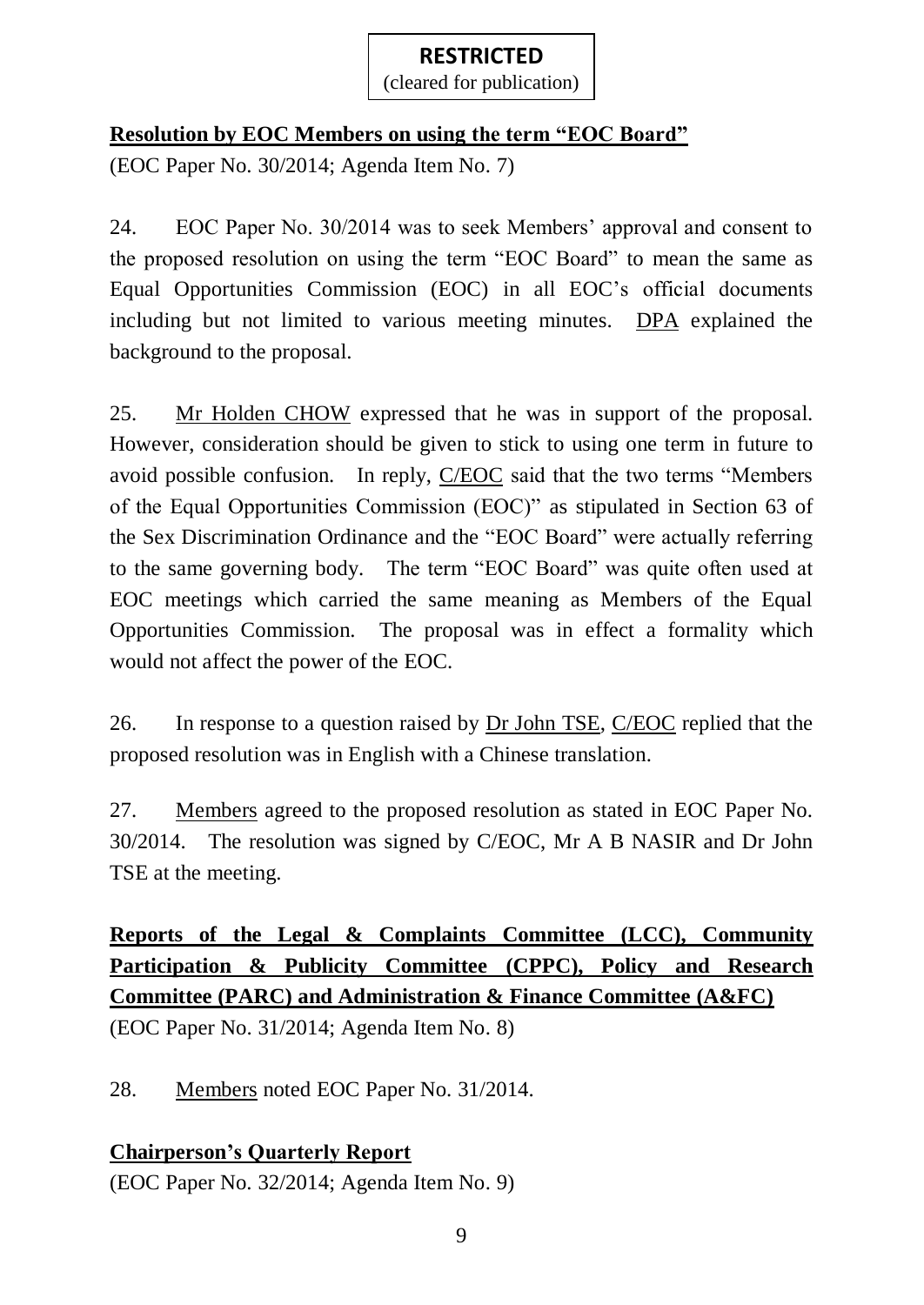**RESTRICTED**
(cleared for publication)

**Resolution by EOC Members on using the term "EOC Board"**
(EOC Paper No. 30/2014; Agenda Item No. 7)

24. EOC Paper No. 30/2014 was to seek Members' approval and consent to the proposed resolution on using the term "EOC Board" to mean the same as Equal Opportunities Commission (EOC) in all EOC's official documents including but not limited to various meeting minutes. DPA explained the background to the proposal.

25. Mr Holden CHOW expressed that he was in support of the proposal. However, consideration should be given to stick to using one term in future to avoid possible confusion. In reply, C/EOC said that the two terms "Members of the Equal Opportunities Commission (EOC)" as stipulated in Section 63 of the Sex Discrimination Ordinance and the "EOC Board" were actually referring to the same governing body. The term "EOC Board" was quite often used at EOC meetings which carried the same meaning as Members of the Equal Opportunities Commission. The proposal was in effect a formality which would not affect the power of the EOC.

26. In response to a question raised by Dr John TSE, C/EOC replied that the proposed resolution was in English with a Chinese translation.

27. Members agreed to the proposed resolution as stated in EOC Paper No. 30/2014. The resolution was signed by C/EOC, Mr A B NASIR and Dr John TSE at the meeting.

**Reports of the Legal & Complaints Committee (LCC), Community Participation & Publicity Committee (CPPC), Policy and Research Committee (PARC) and Administration & Finance Committee (A&FC)**
(EOC Paper No. 31/2014; Agenda Item No. 8)

28. Members noted EOC Paper No. 31/2014.

**Chairperson's Quarterly Report**
(EOC Paper No. 32/2014; Agenda Item No. 9)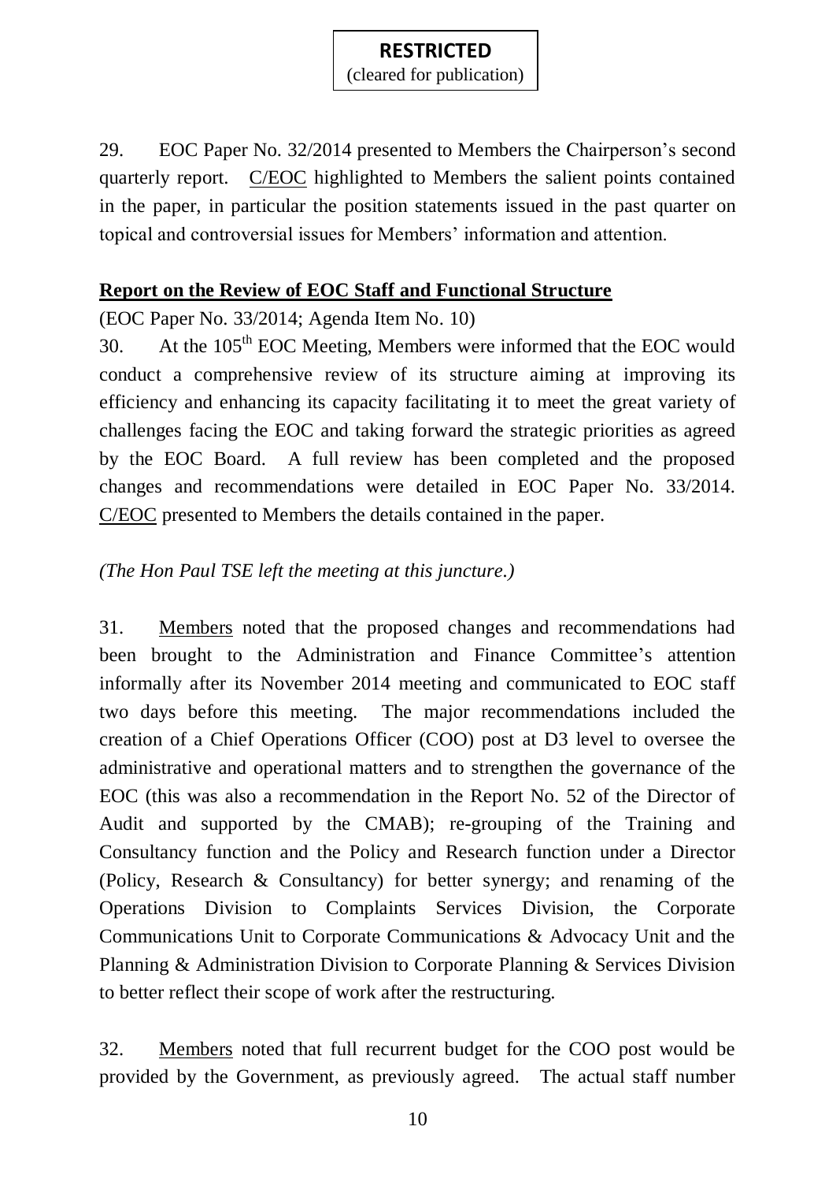29. EOC Paper No. 32/2014 presented to Members the Chairperson's second quarterly report. C/EOC highlighted to Members the salient points contained in the paper, in particular the position statements issued in the past quarter on topical and controversial issues for Members' information and attention.

**Report on the Review of EOC Staff and Functional Structure**

(EOC Paper No. 33/2014; Agenda Item No. 10)

30. At the 105th EOC Meeting, Members were informed that the EOC would conduct a comprehensive review of its structure aiming at improving its efficiency and enhancing its capacity facilitating it to meet the great variety of challenges facing the EOC and taking forward the strategic priorities as agreed by the EOC Board. A full review has been completed and the proposed changes and recommendations were detailed in EOC Paper No. 33/2014. C/EOC presented to Members the details contained in the paper.

*(The Hon Paul TSE left the meeting at this juncture.)*

31. Members noted that the proposed changes and recommendations had been brought to the Administration and Finance Committee's attention informally after its November 2014 meeting and communicated to EOC staff two days before this meeting. The major recommendations included the creation of a Chief Operations Officer (COO) post at D3 level to oversee the administrative and operational matters and to strengthen the governance of the EOC (this was also a recommendation in the Report No. 52 of the Director of Audit and supported by the CMAB); re-grouping of the Training and Consultancy function and the Policy and Research function under a Director (Policy, Research & Consultancy) for better synergy; and renaming of the Operations Division to Complaints Services Division, the Corporate Communications Unit to Corporate Communications & Advocacy Unit and the Planning & Administration Division to Corporate Planning & Services Division to better reflect their scope of work after the restructuring.

32. Members noted that full recurrent budget for the COO post would be provided by the Government, as previously agreed. The actual staff number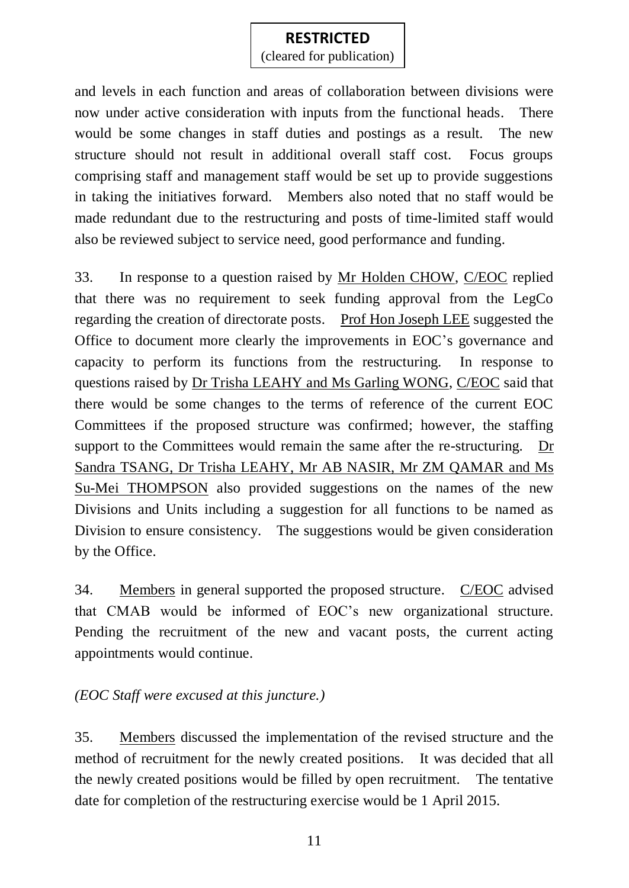**RESTRICTED**
(cleared for publication)

and levels in each function and areas of collaboration between divisions were now under active consideration with inputs from the functional heads. There would be some changes in staff duties and postings as a result. The new structure should not result in additional overall staff cost. Focus groups comprising staff and management staff would be set up to provide suggestions in taking the initiatives forward. Members also noted that no staff would be made redundant due to the restructuring and posts of time-limited staff would also be reviewed subject to service need, good performance and funding.

33. In response to a question raised by Mr Holden CHOW, C/EOC replied that there was no requirement to seek funding approval from the LegCo regarding the creation of directorate posts. Prof Hon Joseph LEE suggested the Office to document more clearly the improvements in EOC's governance and capacity to perform its functions from the restructuring. In response to questions raised by Dr Trisha LEAHY and Ms Garling WONG, C/EOC said that there would be some changes to the terms of reference of the current EOC Committees if the proposed structure was confirmed; however, the staffing support to the Committees would remain the same after the re-structuring. Dr Sandra TSANG, Dr Trisha LEAHY, Mr AB NASIR, Mr ZM QAMAR and Ms Su-Mei THOMPSON also provided suggestions on the names of the new Divisions and Units including a suggestion for all functions to be named as Division to ensure consistency. The suggestions would be given consideration by the Office.

34. Members in general supported the proposed structure. C/EOC advised that CMAB would be informed of EOC's new organizational structure. Pending the recruitment of the new and vacant posts, the current acting appointments would continue.

*(EOC Staff were excused at this juncture.)*

35. Members discussed the implementation of the revised structure and the method of recruitment for the newly created positions. It was decided that all the newly created positions would be filled by open recruitment. The tentative date for completion of the restructuring exercise would be 1 April 2015.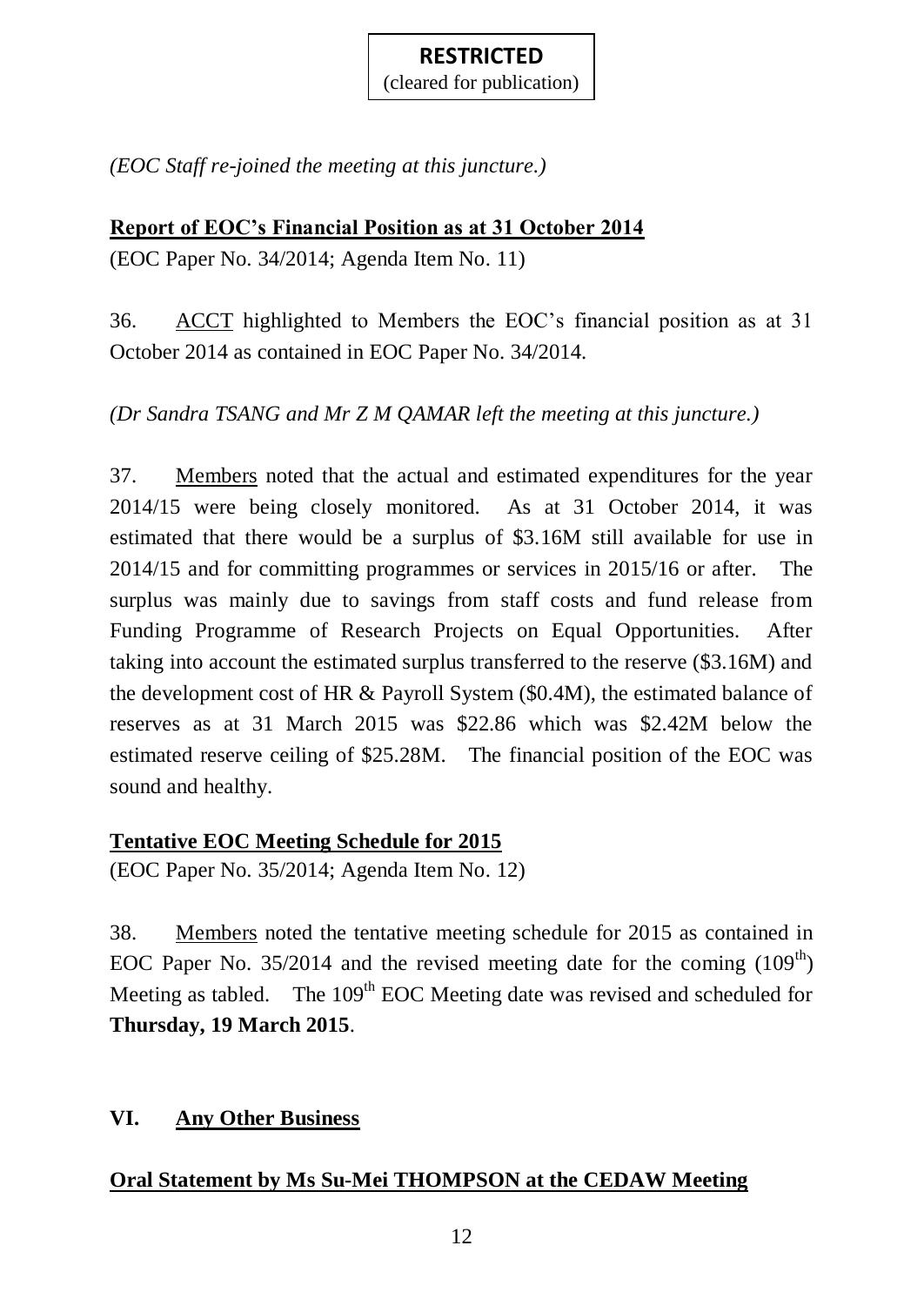**RESTRICTED**
(cleared for publication)

*(EOC Staff re-joined the meeting at this juncture.)*

**Report of EOC's Financial Position as at 31 October 2014**

(EOC Paper No. 34/2014; Agenda Item No. 11)

36. ACCT highlighted to Members the EOC's financial position as at 31 October 2014 as contained in EOC Paper No. 34/2014.

*(Dr Sandra TSANG and Mr Z M QAMAR left the meeting at this juncture.)*

37. Members noted that the actual and estimated expenditures for the year 2014/15 were being closely monitored. As at 31 October 2014, it was estimated that there would be a surplus of $3.16M still available for use in 2014/15 and for committing programmes or services in 2015/16 or after. The surplus was mainly due to savings from staff costs and fund release from Funding Programme of Research Projects on Equal Opportunities. After taking into account the estimated surplus transferred to the reserve ($3.16M) and the development cost of HR & Payroll System ($0.4M), the estimated balance of reserves as at 31 March 2015 was $22.86 which was $2.42M below the estimated reserve ceiling of $25.28M. The financial position of the EOC was sound and healthy.

**Tentative EOC Meeting Schedule for 2015**

(EOC Paper No. 35/2014; Agenda Item No. 12)

38. Members noted the tentative meeting schedule for 2015 as contained in EOC Paper No. 35/2014 and the revised meeting date for the coming (109th) Meeting as tabled. The 109th EOC Meeting date was revised and scheduled for **Thursday, 19 March 2015**.

## VI. Any Other Business

**Oral Statement by Ms Su-Mei THOMPSON at the CEDAW Meeting**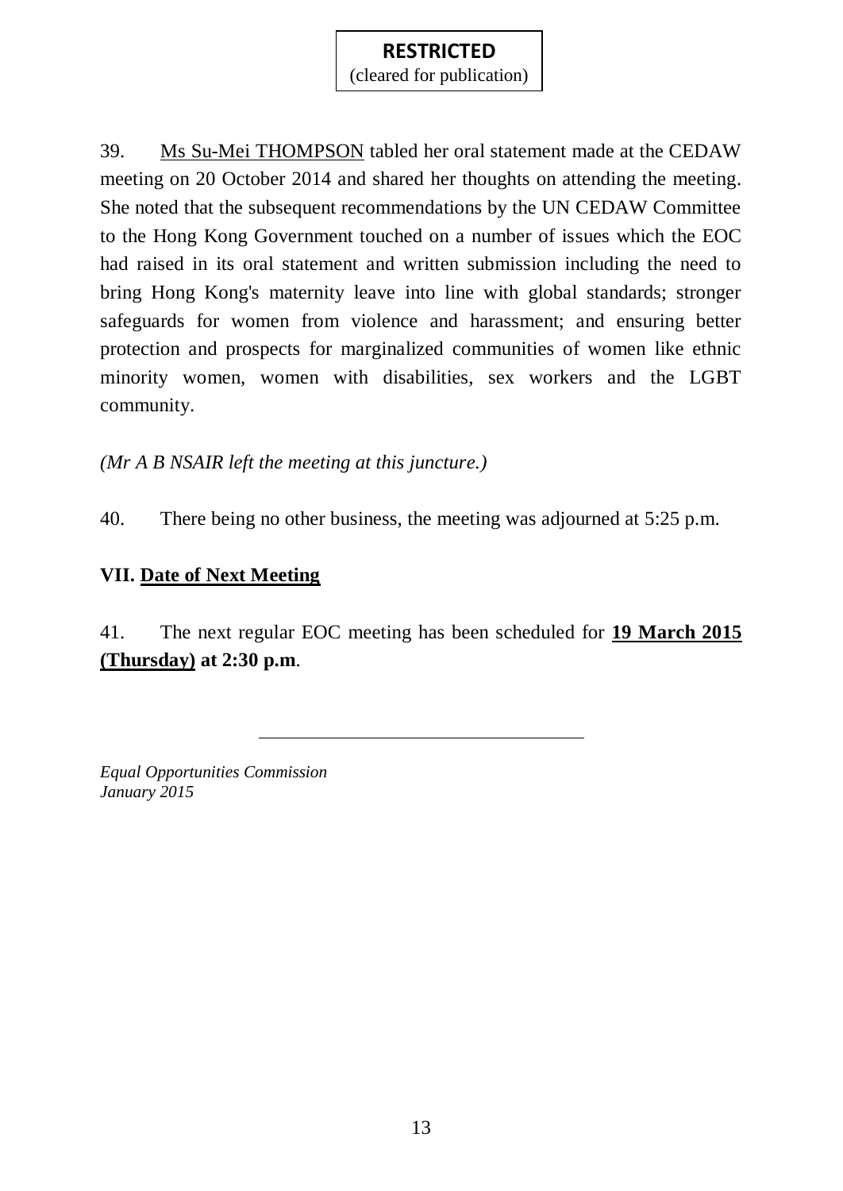**RESTRICTED**
(cleared for publication)

39. Ms Su-Mei THOMPSON tabled her oral statement made at the CEDAW meeting on 20 October 2014 and shared her thoughts on attending the meeting. She noted that the subsequent recommendations by the UN CEDAW Committee to the Hong Kong Government touched on a number of issues which the EOC had raised in its oral statement and written submission including the need to bring Hong Kong's maternity leave into line with global standards; stronger safeguards for women from violence and harassment; and ensuring better protection and prospects for marginalized communities of women like ethnic minority women, women with disabilities, sex workers and the LGBT community.

*(Mr A B NSAIR left the meeting at this juncture.)*

40. There being no other business, the meeting was adjourned at 5:25 p.m.

## VII. Date of Next Meeting

41. The next regular EOC meeting has been scheduled for **19 March 2015 (Thursday) at 2:30 p.m**.

---

*Equal Opportunities Commission*
*January 2015*